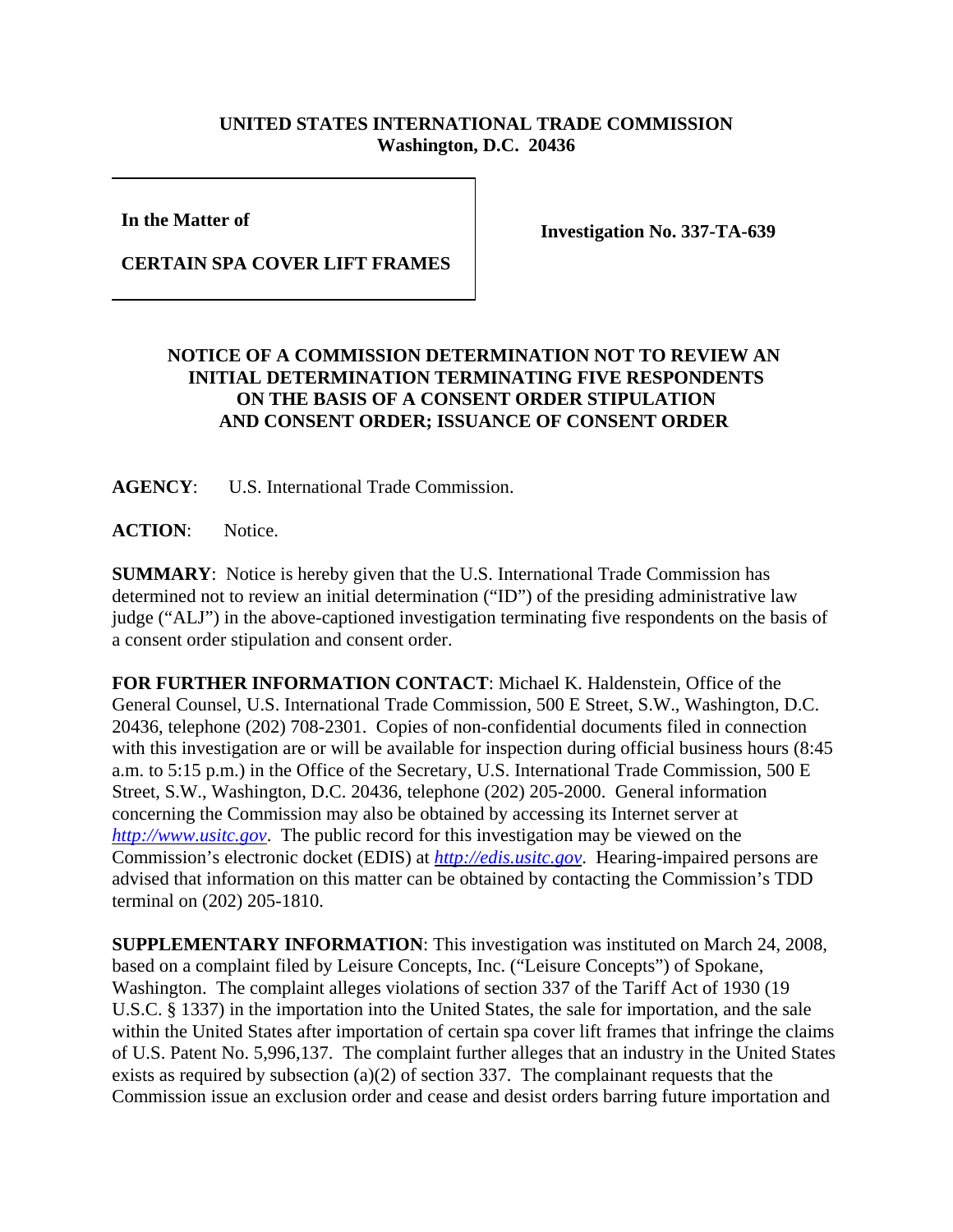**UNITED STATES INTERNATIONAL TRADE COMMISSION**
**Washington, D.C. 20436**

| **In the Matter of** **CERTAIN SPA COVER LIFT FRAMES** | **Investigation No. 337-TA-639** |
|---|---|

**NOTICE OF A COMMISSION DETERMINATION NOT TO REVIEW AN INITIAL DETERMINATION TERMINATING FIVE RESPONDENTS ON THE BASIS OF A CONSENT ORDER STIPULATION AND CONSENT ORDER; ISSUANCE OF CONSENT ORDER**

**AGENCY**: U.S. International Trade Commission.

**ACTION**: Notice.

**SUMMARY**: Notice is hereby given that the U.S. International Trade Commission has determined not to review an initial determination ("ID") of the presiding administrative law judge ("ALJ") in the above-captioned investigation terminating five respondents on the basis of a consent order stipulation and consent order.

**FOR FURTHER INFORMATION CONTACT**: Michael K. Haldenstein, Office of the General Counsel, U.S. International Trade Commission, 500 E Street, S.W., Washington, D.C. 20436, telephone (202) 708-2301. Copies of non-confidential documents filed in connection with this investigation are or will be available for inspection during official business hours (8:45 a.m. to 5:15 p.m.) in the Office of the Secretary, U.S. International Trade Commission, 500 E Street, S.W., Washington, D.C. 20436, telephone (202) 205-2000. General information concerning the Commission may also be obtained by accessing its Internet server at *http://www.usitc.gov*. The public record for this investigation may be viewed on the Commission's electronic docket (EDIS) at *http://edis.usitc.gov*. Hearing-impaired persons are advised that information on this matter can be obtained by contacting the Commission's TDD terminal on (202) 205-1810.

**SUPPLEMENTARY INFORMATION**: This investigation was instituted on March 24, 2008, based on a complaint filed by Leisure Concepts, Inc. ("Leisure Concepts") of Spokane, Washington. The complaint alleges violations of section 337 of the Tariff Act of 1930 (19 U.S.C. § 1337) in the importation into the United States, the sale for importation, and the sale within the United States after importation of certain spa cover lift frames that infringe the claims of U.S. Patent No. 5,996,137. The complaint further alleges that an industry in the United States exists as required by subsection (a)(2) of section 337. The complainant requests that the Commission issue an exclusion order and cease and desist orders barring future importation and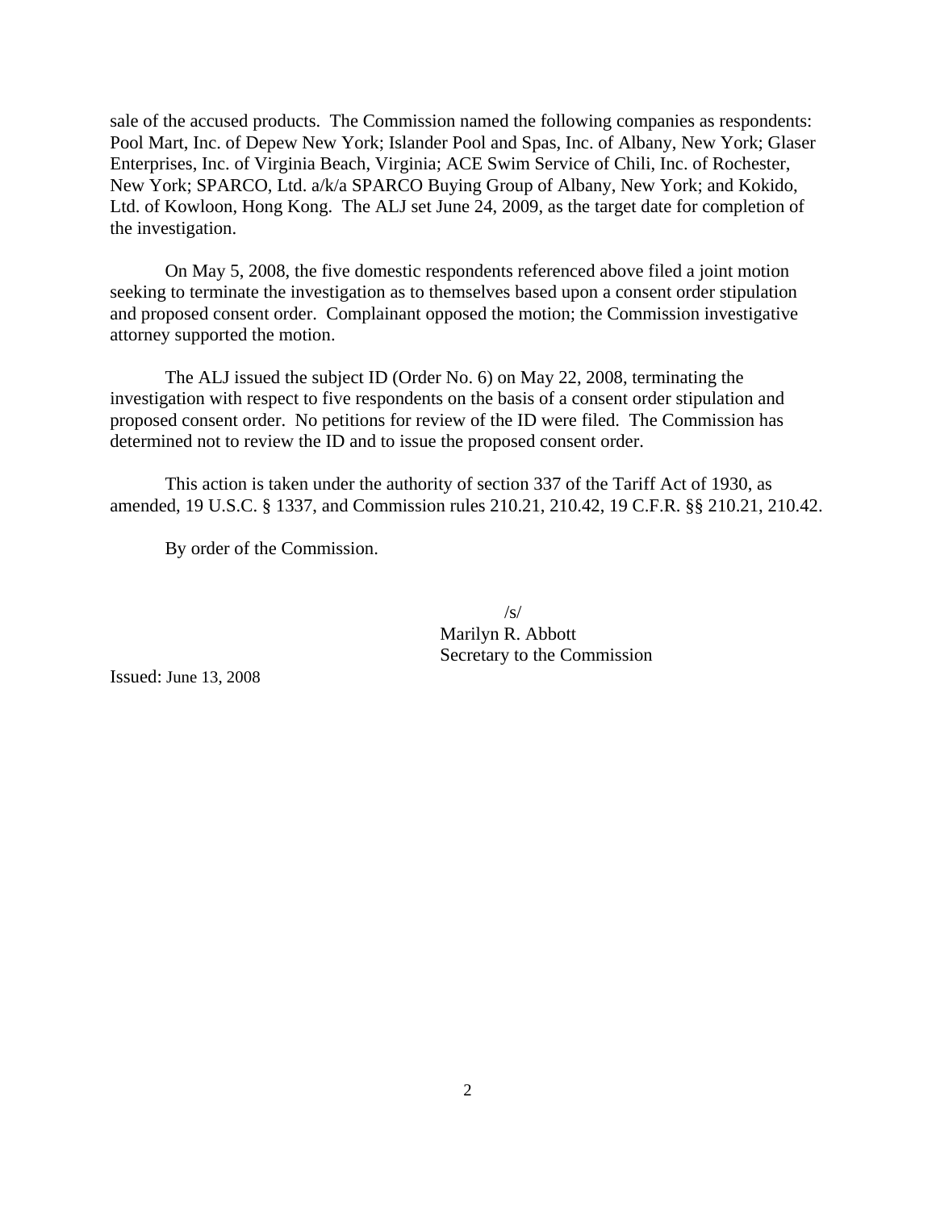sale of the accused products. The Commission named the following companies as respondents: Pool Mart, Inc. of Depew New York; Islander Pool and Spas, Inc. of Albany, New York; Glaser Enterprises, Inc. of Virginia Beach, Virginia; ACE Swim Service of Chili, Inc. of Rochester, New York; SPARCO, Ltd. a/k/a SPARCO Buying Group of Albany, New York; and Kokido, Ltd. of Kowloon, Hong Kong. The ALJ set June 24, 2009, as the target date for completion of the investigation.

On May 5, 2008, the five domestic respondents referenced above filed a joint motion seeking to terminate the investigation as to themselves based upon a consent order stipulation and proposed consent order. Complainant opposed the motion; the Commission investigative attorney supported the motion.

The ALJ issued the subject ID (Order No. 6) on May 22, 2008, terminating the investigation with respect to five respondents on the basis of a consent order stipulation and proposed consent order. No petitions for review of the ID were filed. The Commission has determined not to review the ID and to issue the proposed consent order.

This action is taken under the authority of section 337 of the Tariff Act of 1930, as amended, 19 U.S.C. § 1337, and Commission rules 210.21, 210.42, 19 C.F.R. §§ 210.21, 210.42.

By order of the Commission.

/s/
Marilyn R. Abbott
Secretary to the Commission

Issued: June 13, 2008